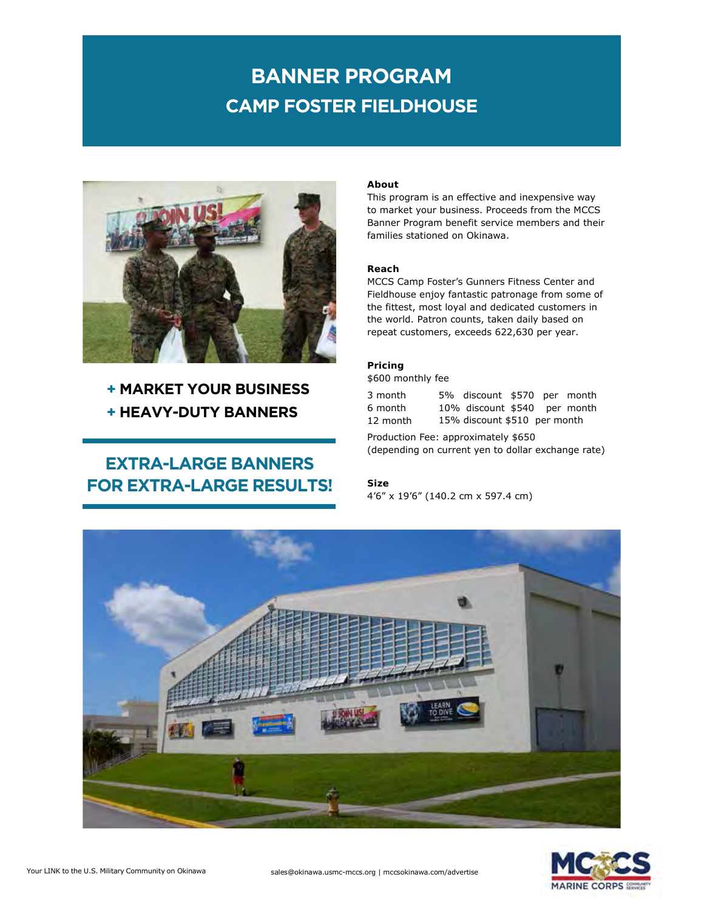# BANNER PROGRAM

## CAMP FOSTER FIELDHOUSE

**+ MARKET YOUR BUSINESS**
**+ HEAVY-DUTY BANNERS**

## EXTRA-LARGE BANNERS FOR EXTRA-LARGE RESULTS!

**About**

This program is an effective and inexpensive way to market your business. Proceeds from the MCCS Banner Program benefit service members and their families stationed on Okinawa.

**Reach**

MCCS Camp Foster's Gunners Fitness Center and Fieldhouse enjoy fantastic patronage from some of the fittest, most loyal and dedicated customers in the world. Patron counts, taken daily based on repeat customers, exceeds 622,630 per year.

**Pricing**

$600 monthly fee

| | |
|---|---|
| 3 month | 5% discount $570 per month |
| 6 month | 10% discount $540 per month |
| 12 month | 15% discount $510 per month |

Production Fee: approximately $650 (depending on current yen to dollar exchange rate)

**Size**

4'6" x 19'6" (140.2 cm x 597.4 cm)

Your LINK to the U.S. Military Community on Okinawa

sales@okinawa.usmc-mccs.org | mccsokinawa.com/advertise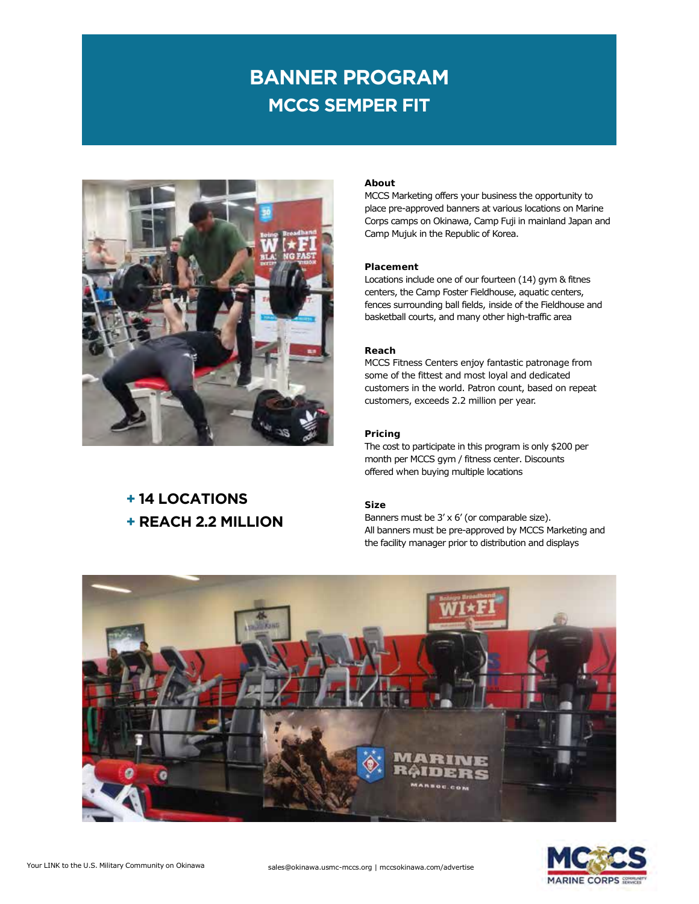# BANNER PROGRAM
## MCCS SEMPER FIT

**+ 14 LOCATIONS**
**+ REACH 2.2 MILLION**

**About**
MCCS Marketing offers your business the opportunity to place pre-approved banners at various locations on Marine Corps camps on Okinawa, Camp Fuji in mainland Japan and Camp Mujuk in the Republic of Korea.

**Placement**
Locations include one of our fourteen (14) gym & fitnes centers, the Camp Foster Fieldhouse, aquatic centers, fences surrounding ball fields, inside of the Fieldhouse and basketball courts, and many other high-traffic area

**Reach**
MCCS Fitness Centers enjoy fantastic patronage from some of the fittest and most loyal and dedicated customers in the world. Patron count, based on repeat customers, exceeds 2.2 million per year.

**Pricing**
The cost to participate in this program is only $200 per month per MCCS gym / fitness center. Discounts offered when buying multiple locations

**Size**
Banners must be 3' x 6' (or comparable size).
All banners must be pre-approved by MCCS Marketing and the facility manager prior to distribution and displays

Your LINK to the U.S. Military Community on Okinawa

sales@okinawa.usmc-mccs.org | mccsokinawa.com/advertise